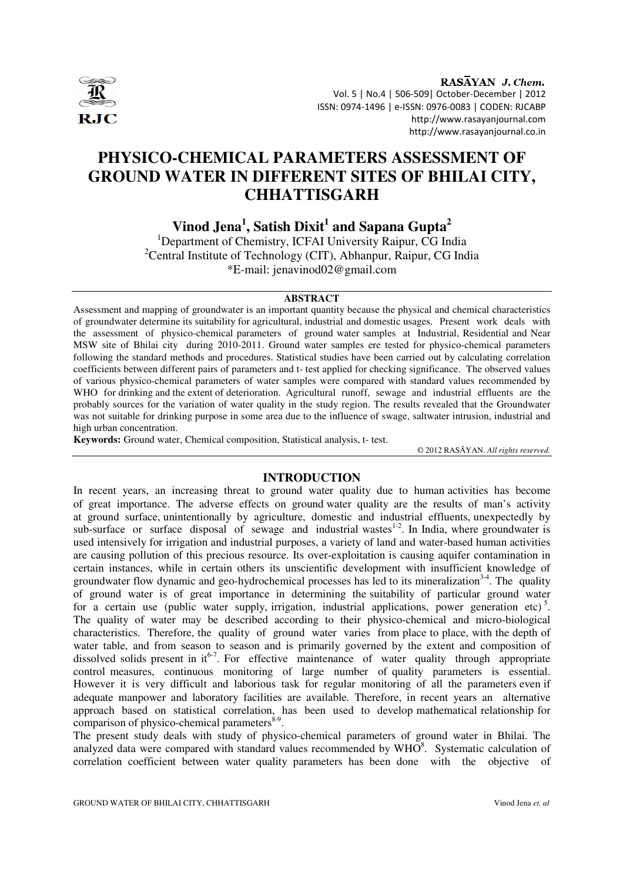# PHYSICO-CHEMICAL PARAMETERS ASSESSMENT OF GROUND WATER IN DIFFERENT SITES OF BHILAI CITY, CHHATTISGARH

**Vinod Jena[1], Satish Dixit[1] and Sapana Gupta[2]**

[1]Department of Chemistry, ICFAI University Raipur, CG India

[2]Central Institute of Technology (CIT), Abhanpur, Raipur, CG India

*E-mail: jenavinod02@gmail.com

## ABSTRACT

Assessment and mapping of groundwater is an important quantity because the physical and chemical characteristics of groundwater determine its suitability for agricultural, industrial and domestic usages. Present work deals with the assessment of physico-chemical parameters of ground water samples at Industrial, Residential and Near MSW site of Bhilai city during 2010-2011. Ground water samples ere tested for physico-chemical parameters following the standard methods and procedures. Statistical studies have been carried out by calculating correlation coefficients between different pairs of parameters and t- test applied for checking significance. The observed values of various physico-chemical parameters of water samples were compared with standard values recommended by WHO for drinking and the extent of deterioration. Agricultural runoff, sewage and industrial effluents are the probably sources for the variation of water quality in the study region. The results revealed that the Groundwater was not suitable for drinking purpose in some area due to the influence of swage, saltwater intrusion, industrial and high urban concentration.

**Keywords:** Ground water, Chemical composition, Statistical analysis, t- test.

© 2012 RASĀYAN. *All rights reserved.*

## INTRODUCTION

In recent years, an increasing threat to ground water quality due to human activities has become of great importance. The adverse effects on ground water quality are the results of man's activity at ground surface, unintentionally by agriculture, domestic and industrial effluents, unexpectedly by sub-surface or surface disposal of sewage and industrial wastes[1-2]. In India, where groundwater is used intensively for irrigation and industrial purposes, a variety of land and water-based human activities are causing pollution of this precious resource. Its over-exploitation is causing aquifer contamination in certain instances, while in certain others its unscientific development with insufficient knowledge of groundwater flow dynamic and geo-hydrochemical processes has led to its mineralization[3-4]. The quality of ground water is of great importance in determining the suitability of particular ground water for a certain use (public water supply, irrigation, industrial applications, power generation etc)[5]. The quality of water may be described according to their physico-chemical and micro-biological characteristics. Therefore, the quality of ground water varies from place to place, with the depth of water table, and from season to season and is primarily governed by the extent and composition of dissolved solids present in it[6-7]. For effective maintenance of water quality through appropriate control measures, continuous monitoring of large number of quality parameters is essential. However it is very difficult and laborious task for regular monitoring of all the parameters even if adequate manpower and laboratory facilities are available. Therefore, in recent years an alternative approach based on statistical correlation, has been used to develop mathematical relationship for comparison of physico-chemical parameters[8-9].

The present study deals with study of physico-chemical parameters of ground water in Bhilai. The analyzed data were compared with standard values recommended by WHO[8]. Systematic calculation of correlation coefficient between water quality parameters has been done with the objective of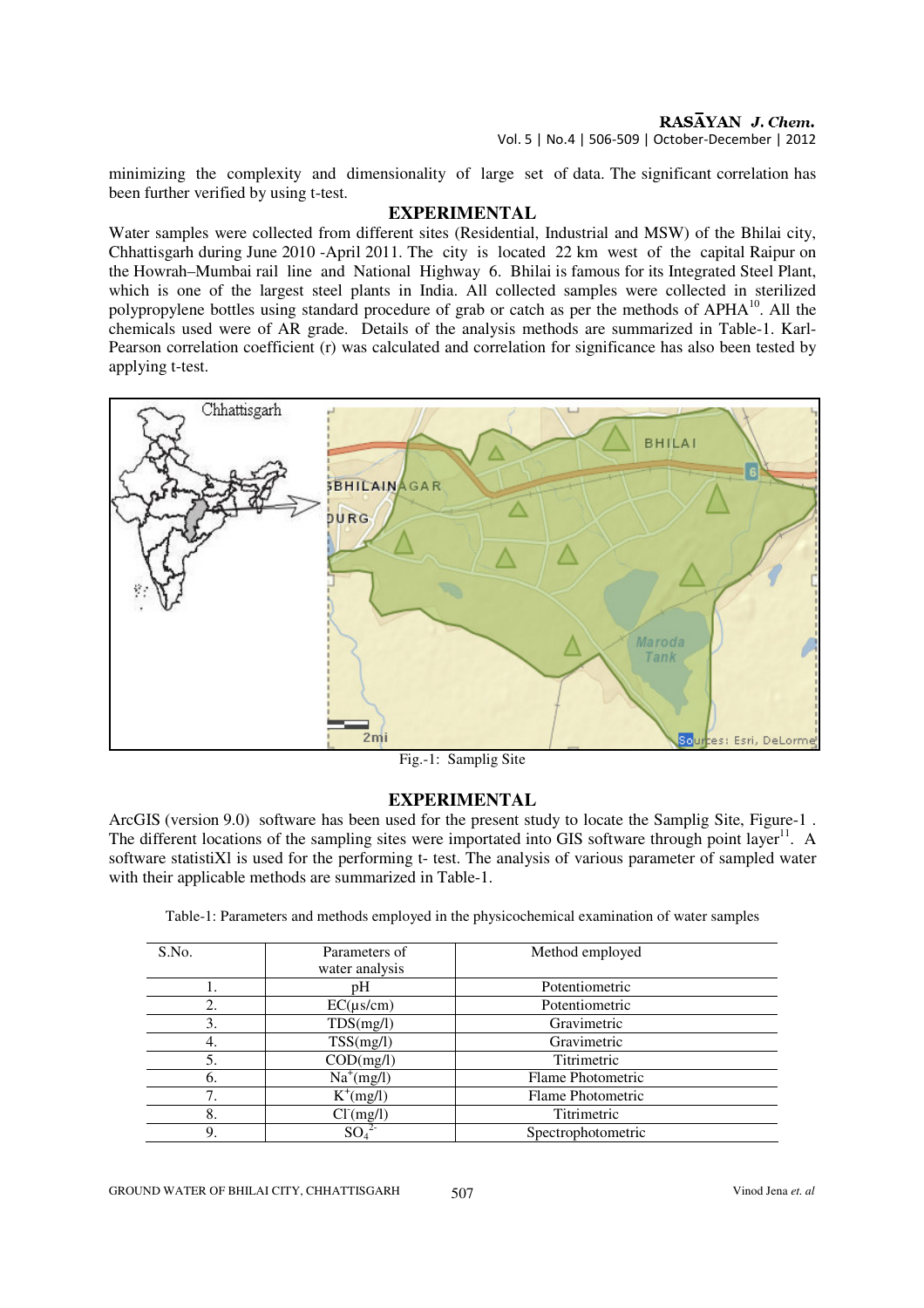minimizing the complexity and dimensionality of large set of data. The significant correlation has been further verified by using t-test.

## EXPERIMENTAL

Water samples were collected from different sites (Residential, Industrial and MSW) of the Bhilai city, Chhattisgarh during June 2010 -April 2011. The city is located 22 km west of the capital Raipur on the Howrah–Mumbai rail line and National Highway 6. Bhilai is famous for its Integrated Steel Plant, which is one of the largest steel plants in India. All collected samples were collected in sterilized polypropylene bottles using standard procedure of grab or catch as per the methods of APHA[10]. All the chemicals used were of AR grade. Details of the analysis methods are summarized in Table-1. Karl-Pearson correlation coefficient (r) was calculated and correlation for significance has also been tested by applying t-test.

Fig.-1: Samplig Site

## EXPERIMENTAL

ArcGIS (version 9.0) software has been used for the present study to locate the Samplig Site, Figure-1 . The different locations of the sampling sites were importated into GIS software through point layer[11]. A software statistiXl is used for the performing t- test. The analysis of various parameter of sampled water with their applicable methods are summarized in Table-1.

Table-1: Parameters and methods employed in the physicochemical examination of water samples

| S.No. | Parameters of water analysis | Method employed |
|---|---|---|
| 1. | pH | Potentiometric |
| 2. | EC(µs/cm) | Potentiometric |
| 3. | TDS(mg/l) | Gravimetric |
| 4. | TSS(mg/l) | Gravimetric |
| 5. | COD(mg/l) | Titrimetric |
| 6. | $Na^+$(mg/l) | Flame Photometric |
| 7. | $K^+$(mg/l) | Flame Photometric |
| 8. | $Cl^-$(mg/l) | Titrimetric |
| 9. | $SO_4^{2-}$ | Spectrophotometric |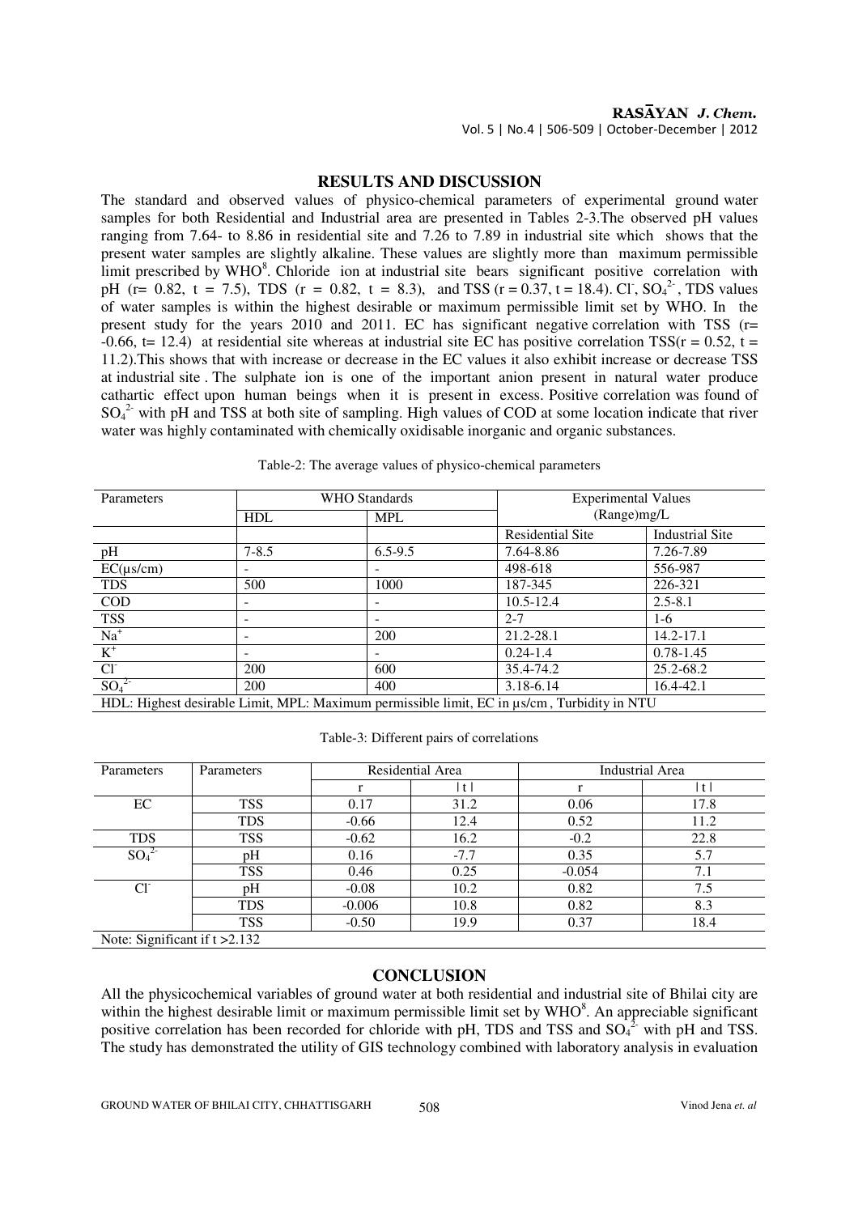## RESULTS AND DISCUSSION

The standard and observed values of physico-chemical parameters of experimental ground water samples for both Residential and Industrial area are presented in Tables 2-3.The observed pH values ranging from 7.64- to 8.86 in residential site and 7.26 to 7.89 in industrial site which shows that the present water samples are slightly alkaline. These values are slightly more than maximum permissible limit prescribed by WHO[8]. Chloride ion at industrial site bears significant positive correlation with pH (r= 0.82, t = 7.5), TDS (r = 0.82, t = 8.3), and TSS (r = 0.37, t = 18.4). $Cl^-$, $SO_4^{2-}$, TDS values of water samples is within the highest desirable or maximum permissible limit set by WHO. In the present study for the years 2010 and 2011. EC has significant negative correlation with TSS (r= -0.66, t= 12.4) at residential site whereas at industrial site EC has positive correlation TSS(r = 0.52, t = 11.2).This shows that with increase or decrease in the EC values it also exhibit increase or decrease TSS at industrial site . The sulphate ion is one of the important anion present in natural water produce cathartic effect upon human beings when it is present in excess. Positive correlation was found of $SO_4^{2-}$ with pH and TSS at both site of sampling. High values of COD at some location indicate that river water was highly contaminated with chemically oxidisable inorganic and organic substances.

Table-2: The average values of physico-chemical parameters

| Parameters | WHO Standards | | Experimental Values (Range)mg/L | |
|---|---|---|---|---|
| | HDL | MPL | | |
| | | | Residential Site | Industrial Site |
| pH | 7-8.5 | 6.5-9.5 | 7.64-8.86 | 7.26-7.89 |
| EC(µs/cm) | - | - | 498-618 | 556-987 |
| TDS | 500 | 1000 | 187-345 | 226-321 |
| COD | - | - | 10.5-12.4 | 2.5-8.1 |
| TSS | - | - | 2-7 | 1-6 |
| $Na^+$ | - | 200 | 21.2-28.1 | 14.2-17.1 |
| $K^+$ | - | - | 0.24-1.4 | 0.78-1.45 |
| $Cl^-$ | 200 | 600 | 35.4-74.2 | 25.2-68.2 |
| $SO_4^{2-}$ | 200 | 400 | 3.18-6.14 | 16.4-42.1 |

HDL: Highest desirable Limit, MPL: Maximum permissible limit, EC in µs/cm , Turbidity in NTU

Table-3: Different pairs of correlations

| Parameters | Parameters | Residential Area | | Industrial Area | |
|---|---|---|---|---|---|
| | | r | \|t\| | r | \|t\| |
| EC | TSS | 0.17 | 31.2 | 0.06 | 17.8 |
| | TDS | -0.66 | 12.4 | 0.52 | 11.2 |
| TDS | TSS | -0.62 | 16.2 | -0.2 | 22.8 |
| $SO_4^{2-}$ | pH | 0.16 | -7.7 | 0.35 | 5.7 |
| | TSS | 0.46 | 0.25 | -0.054 | 7.1 |
| $Cl^-$ | pH | -0.08 | 10.2 | 0.82 | 7.5 |
| | TDS | -0.006 | 10.8 | 0.82 | 8.3 |
| | TSS | -0.50 | 19.9 | 0.37 | 18.4 |

Note: Significant if t >2.132

## CONCLUSION

All the physicochemical variables of ground water at both residential and industrial site of Bhilai city are within the highest desirable limit or maximum permissible limit set by WHO[8]. An appreciable significant positive correlation has been recorded for chloride with pH, TDS and TSS and $SO_4^{2-}$ with pH and TSS. The study has demonstrated the utility of GIS technology combined with laboratory analysis in evaluation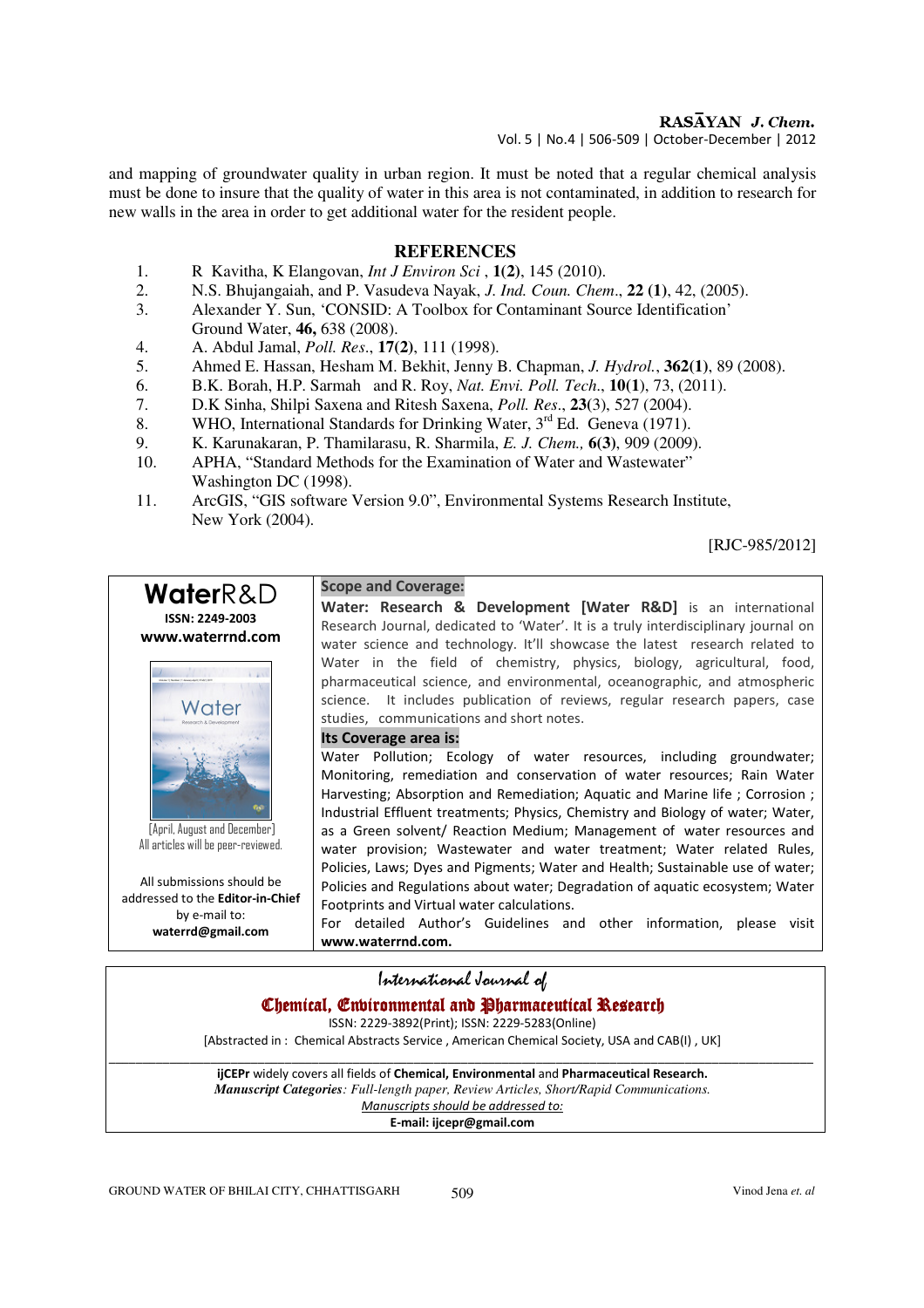and mapping of groundwater quality in urban region. It must be noted that a regular chemical analysis must be done to insure that the quality of water in this area is not contaminated, in addition to research for new walls in the area in order to get additional water for the resident people.

## REFERENCES

1. R Kavitha, K Elangovan, *Int J Environ Sci* , **1(2)**, 145 (2010).
2. N.S. Bhujangaiah, and P. Vasudeva Nayak, *J. Ind. Coun. Chem*., **22** **(1)**, 42, (2005).
3. Alexander Y. Sun, 'CONSID: A Toolbox for Contaminant Source Identification' Ground Water, **46,** 638 (2008).
4. A. Abdul Jamal, *Poll. Res*., **17**(**2**), 111 (1998).
5. Ahmed E. Hassan, Hesham M. Bekhit, Jenny B. Chapman, *J. Hydrol.*, **362(1)**, 89 (2008).
6. B.K. Borah, H.P. Sarmah and R. Roy, *Nat. Envi. Poll. Tech*., **10**(**1**), 73, (2011).
7. D.K Sinha, Shilpi Saxena and Ritesh Saxena, *Poll. Res*., **23**(3), 527 (2004).
8. WHO, International Standards for Drinking Water, 3rd Ed. Geneva (1971).
9. K. Karunakaran, P. Thamilarasu, R. Sharmila, *E. J. Chem.,* **6(3)**, 909 (2009).
10. APHA, "Standard Methods for the Examination of Water and Wastewater" Washington DC (1998).
11. ArcGIS, "GIS software Version 9.0", Environmental Systems Research Institute, New York (2004).

[RJC-985/2012]

**Water**R&D
**ISSN: 2249-2003**
**www.waterrnd.com**

[April, August and December]
All articles will be peer-reviewed.

All submissions should be addressed to the **Editor-in-Chief** by e-mail to: **waterrd@gmail.com**

**Scope and Coverage:**

**Water: Research & Development [Water R&D]** is an international Research Journal, dedicated to 'Water'. It is a truly interdisciplinary journal on water science and technology. It'll showcase the latest research related to Water in the field of chemistry, physics, biology, agricultural, food, pharmaceutical science, and environmental, oceanographic, and atmospheric science. It includes publication of reviews, regular research papers, case studies, communications and short notes.

**Its Coverage area is:**

Water Pollution; Ecology of water resources, including groundwater; Monitoring, remediation and conservation of water resources; Rain Water Harvesting; Absorption and Remediation; Aquatic and Marine life ; Corrosion ; Industrial Effluent treatments; Physics, Chemistry and Biology of water; Water, as a Green solvent/ Reaction Medium; Management of water resources and water provision; Wastewater and water treatment; Water related Rules, Policies, Laws; Dyes and Pigments; Water and Health; Sustainable use of water; Policies and Regulations about water; Degradation of aquatic ecosystem; Water Footprints and Virtual water calculations.

For detailed Author's Guidelines and other information, please visit **www.waterrnd.com.**

International Journal of

**Chemical, Environmental and Pharmaceutical Research**

ISSN: 2229-3892(Print); ISSN: 2229-5283(Online)

[Abstracted in : Chemical Abstracts Service , American Chemical Society, USA and CAB(I) , UK]

**ijCEPr** widely covers all fields of **Chemical, Environmental** and **Pharmaceutical Research.**

***Manuscript Categories****: Full-length paper, Review Articles, Short/Rapid Communications.*

Manuscripts should be addressed to:

**E-mail: ijcepr@gmail.com**